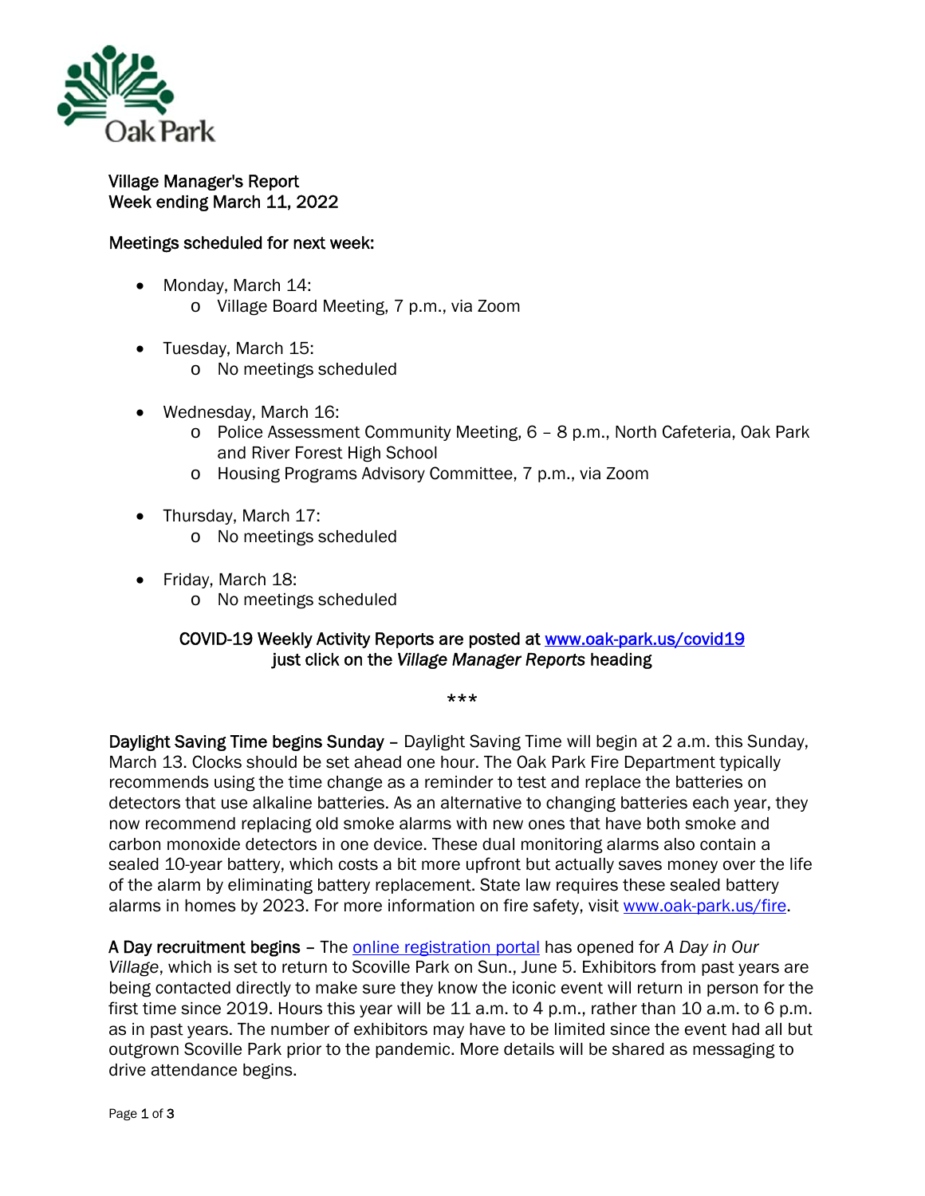Oak Park

# Village Manager's Report
## Week ending March 11, 2022

### Meetings scheduled for next week:

- Monday, March 14:
  - Village Board Meeting, 7 p.m., via Zoom
- Tuesday, March 15:
  - No meetings scheduled
- Wednesday, March 16:
  - Police Assessment Community Meeting, 6 – 8 p.m., North Cafeteria, Oak Park and River Forest High School
  - Housing Programs Advisory Committee, 7 p.m., via Zoom
- Thursday, March 17:
  - No meetings scheduled
- Friday, March 18:
  - No meetings scheduled

COVID-19 Weekly Activity Reports are posted at [www.oak-park.us/covid19](www.oak-park.us/covid19) just click on the *Village Manager Reports* heading

***

**Daylight Saving Time begins Sunday** – Daylight Saving Time will begin at 2 a.m. this Sunday, March 13. Clocks should be set ahead one hour. The Oak Park Fire Department typically recommends using the time change as a reminder to test and replace the batteries on detectors that use alkaline batteries. As an alternative to changing batteries each year, they now recommend replacing old smoke alarms with new ones that have both smoke and carbon monoxide detectors in one device. These dual monitoring alarms also contain a sealed 10-year battery, which costs a bit more upfront but actually saves money over the life of the alarm by eliminating battery replacement. State law requires these sealed battery alarms in homes by 2023. For more information on fire safety, visit [www.oak-park.us/fire](www.oak-park.us/fire).

**A Day recruitment begins** – The online registration portal has opened for *A Day in Our Village*, which is set to return to Scoville Park on Sun., June 5. Exhibitors from past years are being contacted directly to make sure they know the iconic event will return in person for the first time since 2019. Hours this year will be 11 a.m. to 4 p.m., rather than 10 a.m. to 6 p.m. as in past years. The number of exhibitors may have to be limited since the event had all but outgrown Scoville Park prior to the pandemic. More details will be shared as messaging to drive attendance begins.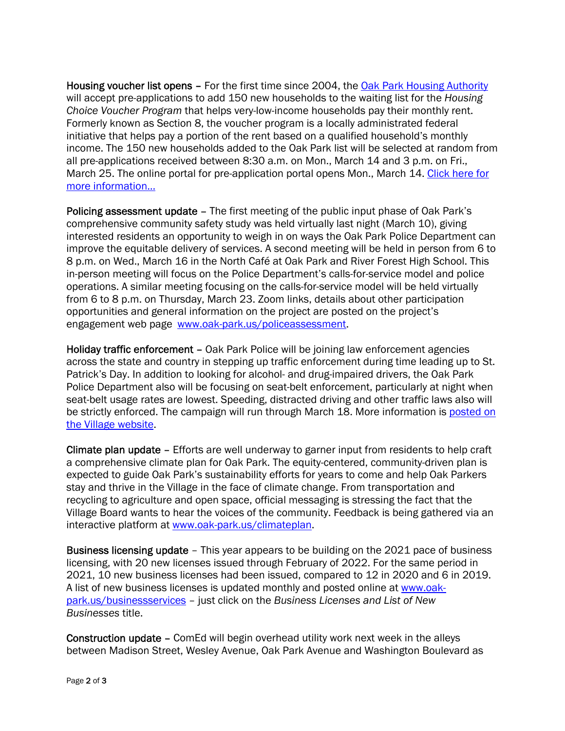**Housing voucher list opens** – For the first time since 2004, the [Oak Park Housing Authority](#) will accept pre-applications to add 150 new households to the waiting list for the *Housing Choice Voucher Program* that helps very-low-income households pay their monthly rent. Formerly known as Section 8, the voucher program is a locally administrated federal initiative that helps pay a portion of the rent based on a qualified household's monthly income. The 150 new households added to the Oak Park list will be selected at random from all pre-applications received between 8:30 a.m. on Mon., March 14 and 3 p.m. on Fri., March 25. The online portal for pre-application portal opens Mon., March 14. [Click here for more information…](#)

**Policing assessment update** – The first meeting of the public input phase of Oak Park's comprehensive community safety study was held virtually last night (March 10), giving interested residents an opportunity to weigh in on ways the Oak Park Police Department can improve the equitable delivery of services. A second meeting will be held in person from 6 to 8 p.m. on Wed., March 16 in the North Café at Oak Park and River Forest High School. This in-person meeting will focus on the Police Department's calls-for-service model and police operations. A similar meeting focusing on the calls-for-service model will be held virtually from 6 to 8 p.m. on Thursday, March 23. Zoom links, details about other participation opportunities and general information on the project are posted on the project's engagement web page [www.oak-park.us/policeassessment](http://www.oak-park.us/policeassessment).

**Holiday traffic enforcement** – Oak Park Police will be joining law enforcement agencies across the state and country in stepping up traffic enforcement during time leading up to St. Patrick's Day. In addition to looking for alcohol- and drug-impaired drivers, the Oak Park Police Department also will be focusing on seat-belt enforcement, particularly at night when seat-belt usage rates are lowest. Speeding, distracted driving and other traffic laws also will be strictly enforced. The campaign will run through March 18. More information is [posted on the Village website](#).

**Climate plan update** – Efforts are well underway to garner input from residents to help craft a comprehensive climate plan for Oak Park. The equity-centered, community-driven plan is expected to guide Oak Park's sustainability efforts for years to come and help Oak Parkers stay and thrive in the Village in the face of climate change. From transportation and recycling to agriculture and open space, official messaging is stressing the fact that the Village Board wants to hear the voices of the community. Feedback is being gathered via an interactive platform at [www.oak-park.us/climateplan](http://www.oak-park.us/climateplan).

**Business licensing update** – This year appears to be building on the 2021 pace of business licensing, with 20 new licenses issued through February of 2022. For the same period in 2021, 10 new business licenses had been issued, compared to 12 in 2020 and 6 in 2019. A list of new business licenses is updated monthly and posted online at [www.oak-park.us/businessservices](http://www.oak-park.us/businessservices) – just click on the *Business Licenses and List of New Businesses* title.

**Construction update** – ComEd will begin overhead utility work next week in the alleys between Madison Street, Wesley Avenue, Oak Park Avenue and Washington Boulevard as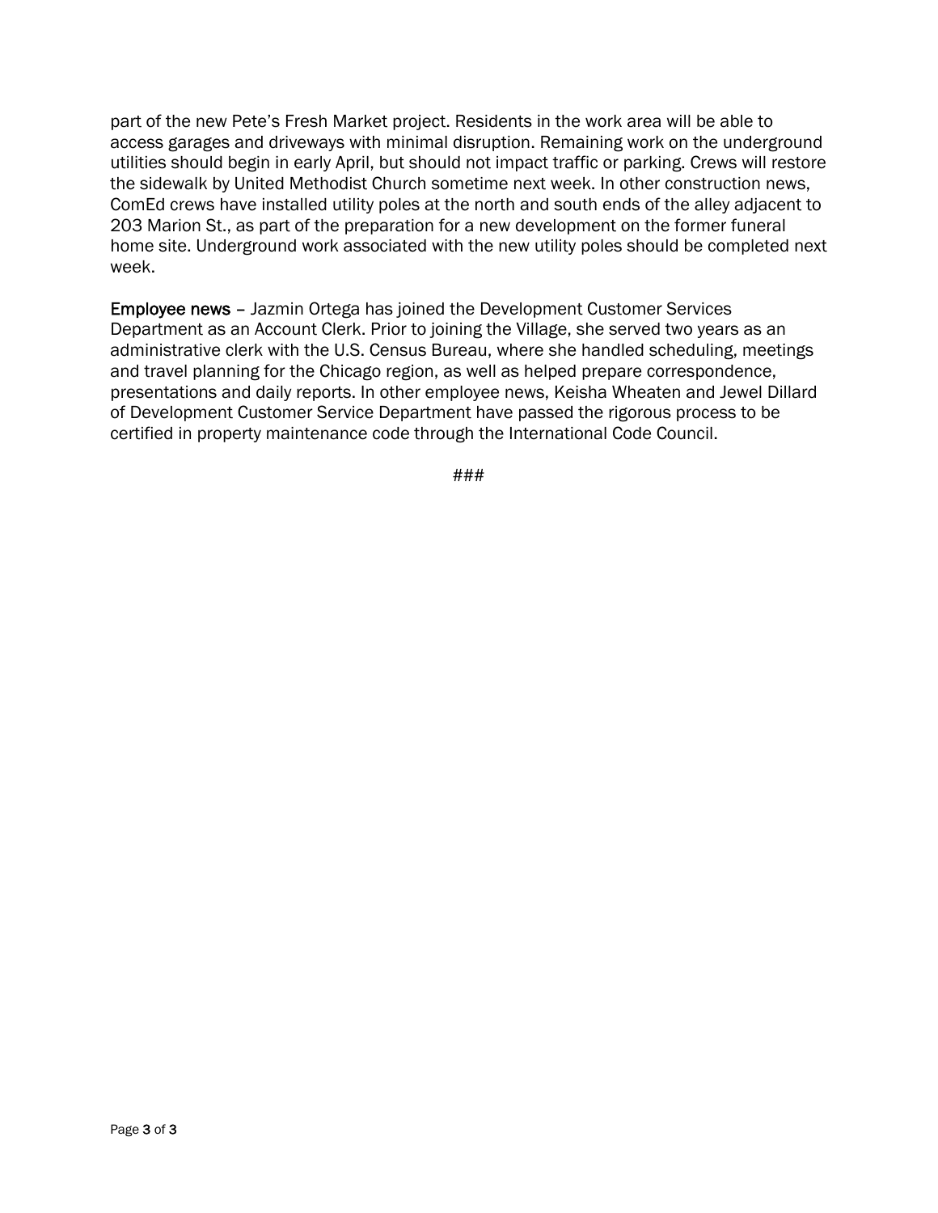part of the new Pete's Fresh Market project. Residents in the work area will be able to access garages and driveways with minimal disruption. Remaining work on the underground utilities should begin in early April, but should not impact traffic or parking. Crews will restore the sidewalk by United Methodist Church sometime next week. In other construction news, ComEd crews have installed utility poles at the north and south ends of the alley adjacent to 203 Marion St., as part of the preparation for a new development on the former funeral home site. Underground work associated with the new utility poles should be completed next week.

**Employee news** – Jazmin Ortega has joined the Development Customer Services Department as an Account Clerk. Prior to joining the Village, she served two years as an administrative clerk with the U.S. Census Bureau, where she handled scheduling, meetings and travel planning for the Chicago region, as well as helped prepare correspondence, presentations and daily reports. In other employee news, Keisha Wheaten and Jewel Dillard of Development Customer Service Department have passed the rigorous process to be certified in property maintenance code through the International Code Council.

###